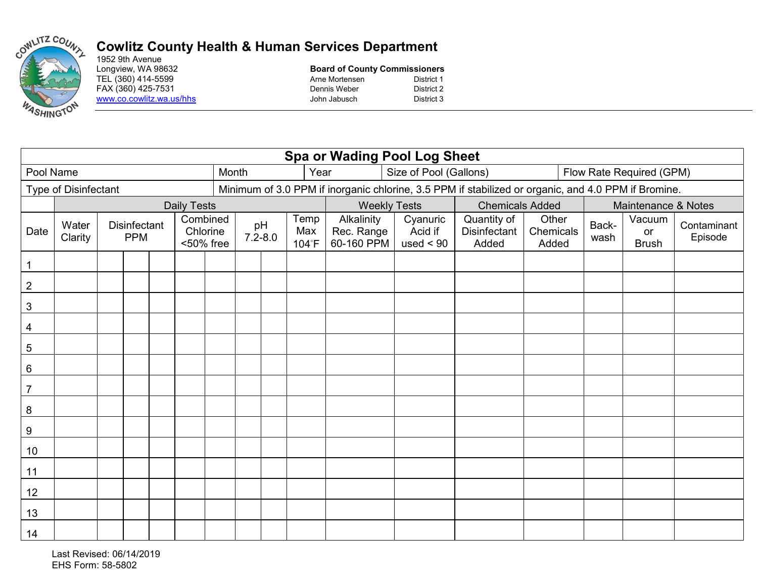# Cowlitz County Health & Human Services Department

1952 9th Avenue
Longview, WA 98632
TEL (360) 414-5599
FAX (360) 425-7531
www.co.cowlitz.wa.us/hhs

**Board of County Commissioners**

| | |
|---|---|
| Arne Mortensen | District 1 |
| Dennis Weber | District 2 |
| John Jabusch | District 3 |

## Spa or Wading Pool Log Sheet

| Pool Name | Month | Year | Size of Pool (Gallons) | Flow Rate Required (GPM) |
|---|---|---|---|---|
| | | | | |

| Type of Disinfectant | Minimum of 3.0 PPM if inorganic chlorine, 3.5 PPM if stabilized or organic, and 4.0 PPM if Bromine. |
|---|---|
| | |

| | Daily Tests | | | | | | | | | | Weekly Tests | | Chemicals Added | | Maintenance & Notes | | |
|---|---|---|---|---|---|---|---|---|---|---|---|---|---|---|---|---|---|
| Date | Water Clarity | Disinfectant PPM | | | Combined Chlorine <50% free | | pH 7.2-8.0 | | Temp Max 104˚F | | Alkalinity Rec. Range 60-160 PPM | Cyanuric Acid if used < 90 | Quantity of Disinfectant Added | Other Chemicals Added | Back-wash | Vacuum or Brush | Contaminant Episode |
| 1 | | | | | | | | | | | | | | | | | |
| 2 | | | | | | | | | | | | | | | | | |
| 3 | | | | | | | | | | | | | | | | | |
| 4 | | | | | | | | | | | | | | | | | |
| 5 | | | | | | | | | | | | | | | | | |
| 6 | | | | | | | | | | | | | | | | | |
| 7 | | | | | | | | | | | | | | | | | |
| 8 | | | | | | | | | | | | | | | | | |
| 9 | | | | | | | | | | | | | | | | | |
| 10 | | | | | | | | | | | | | | | | | |
| 11 | | | | | | | | | | | | | | | | | |
| 12 | | | | | | | | | | | | | | | | | |
| 13 | | | | | | | | | | | | | | | | | |
| 14 | | | | | | | | | | | | | | | | | |

Last Revised: 06/14/2019
EHS Form: 58-5802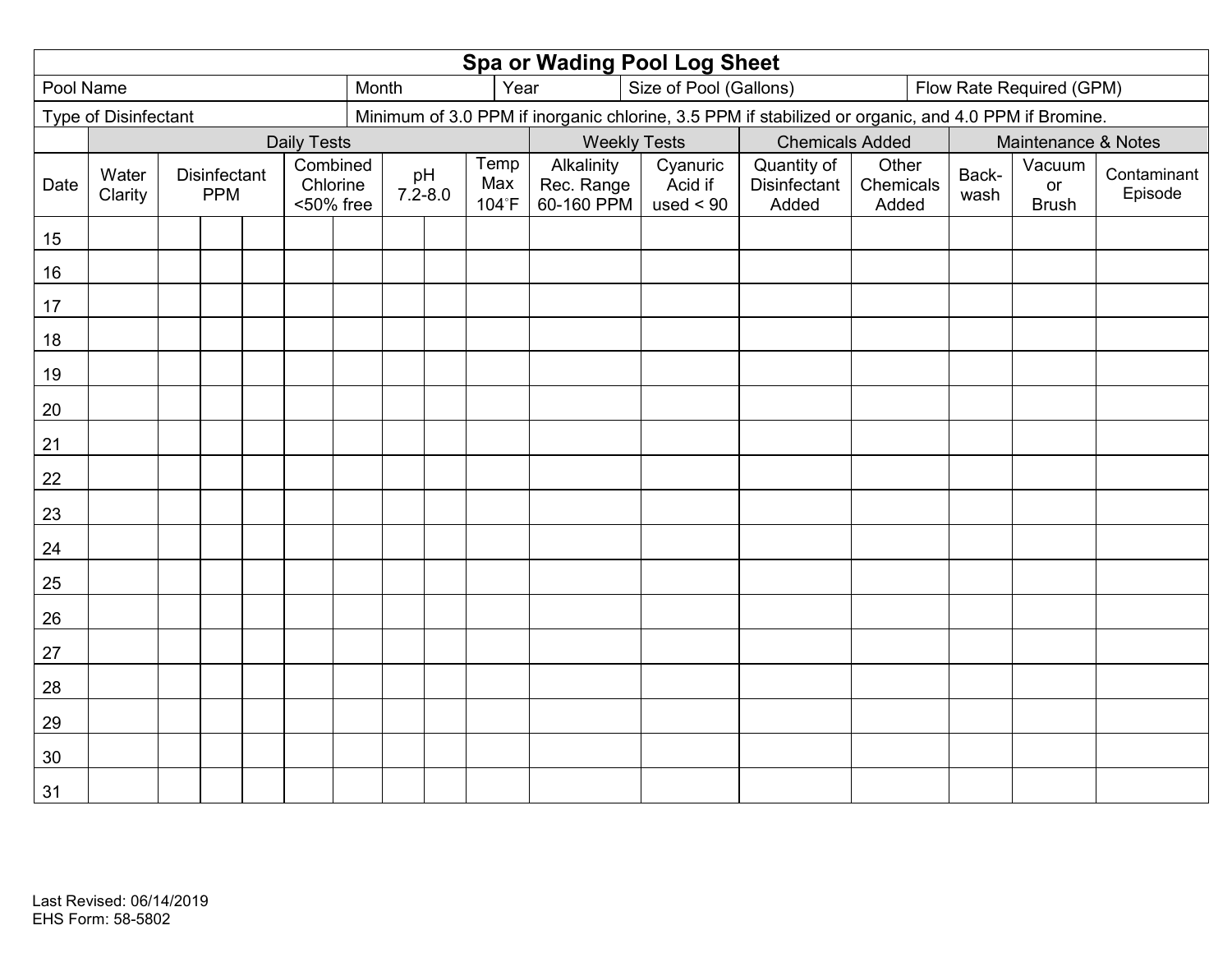# Spa or Wading Pool Log Sheet

| Pool Name | Month | Year | Size of Pool (Gallons) | Flow Rate Required (GPM) |
|---|---|---|---|---|
| | | | | |

| Type of Disinfectant | Minimum of 3.0 PPM if inorganic chlorine, 3.5 PPM if stabilized or organic, and 4.0 PPM if Bromine. |
|---|---|
| | |

| | Daily Tests | | | | | | | | | Weekly Tests | | Chemicals Added | | Maintenance & Notes | | |
|---|---|---|---|---|---|---|---|---|---|---|---|---|---|---|---|---|
| Date | Water Clarity | Disinfectant PPM | | | Combined Chlorine <50% free | | pH 7.2-8.0 | | Temp Max 104˚F | Alkalinity Rec. Range 60-160 PPM | Cyanuric Acid if used < 90 | Quantity of Disinfectant Added | Other Chemicals Added | Back-wash | Vacuum or Brush | Contaminant Episode |
| 15 | | | | | | | | | | | | | | | | |
| 16 | | | | | | | | | | | | | | | | |
| 17 | | | | | | | | | | | | | | | | |
| 18 | | | | | | | | | | | | | | | | |
| 19 | | | | | | | | | | | | | | | | |
| 20 | | | | | | | | | | | | | | | | |
| 21 | | | | | | | | | | | | | | | | |
| 22 | | | | | | | | | | | | | | | | |
| 23 | | | | | | | | | | | | | | | | |
| 24 | | | | | | | | | | | | | | | | |
| 25 | | | | | | | | | | | | | | | | |
| 26 | | | | | | | | | | | | | | | | |
| 27 | | | | | | | | | | | | | | | | |
| 28 | | | | | | | | | | | | | | | | |
| 29 | | | | | | | | | | | | | | | | |
| 30 | | | | | | | | | | | | | | | | |
| 31 | | | | | | | | | | | | | | | | |